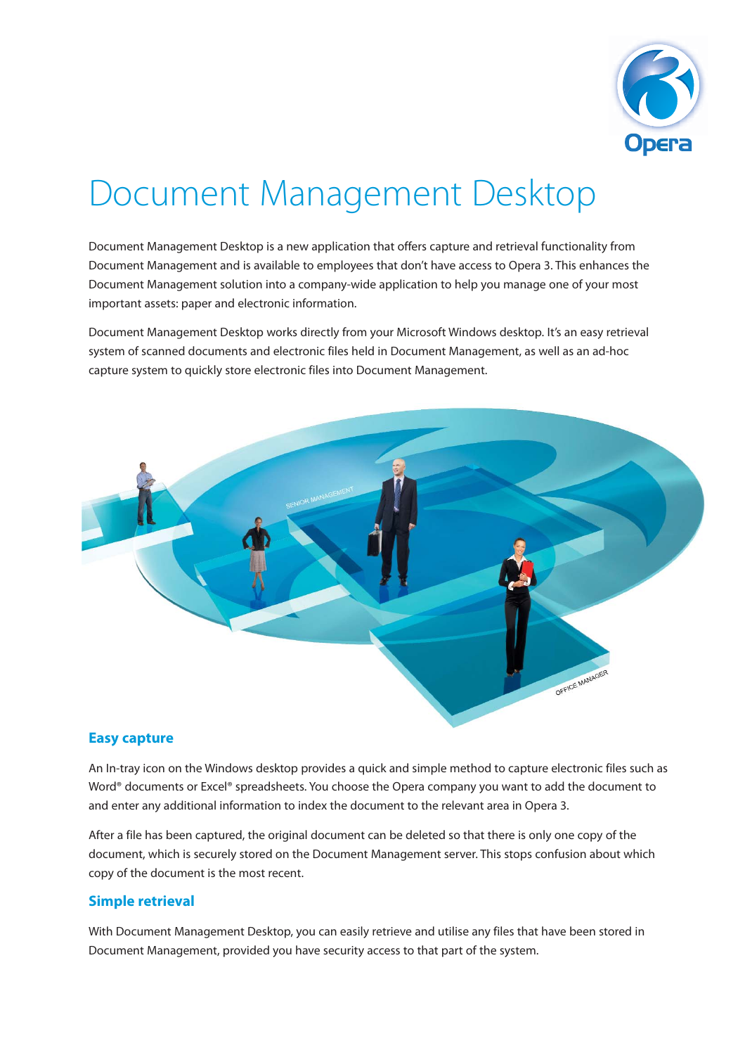# Document Management Desktop

Document Management Desktop is a new application that offers capture and retrieval functionality from Document Management and is available to employees that don't have access to Opera 3. This enhances the Document Management solution into a company-wide application to help you manage one of your most important assets: paper and electronic information.

Document Management Desktop works directly from your Microsoft Windows desktop. It's an easy retrieval system of scanned documents and electronic files held in Document Management, as well as an ad-hoc capture system to quickly store electronic files into Document Management.

## Easy capture

An In-tray icon on the Windows desktop provides a quick and simple method to capture electronic files such as Word® documents or Excel® spreadsheets. You choose the Opera company you want to add the document to and enter any additional information to index the document to the relevant area in Opera 3.

After a file has been captured, the original document can be deleted so that there is only one copy of the document, which is securely stored on the Document Management server. This stops confusion about which copy of the document is the most recent.

## Simple retrieval

With Document Management Desktop, you can easily retrieve and utilise any files that have been stored in Document Management, provided you have security access to that part of the system.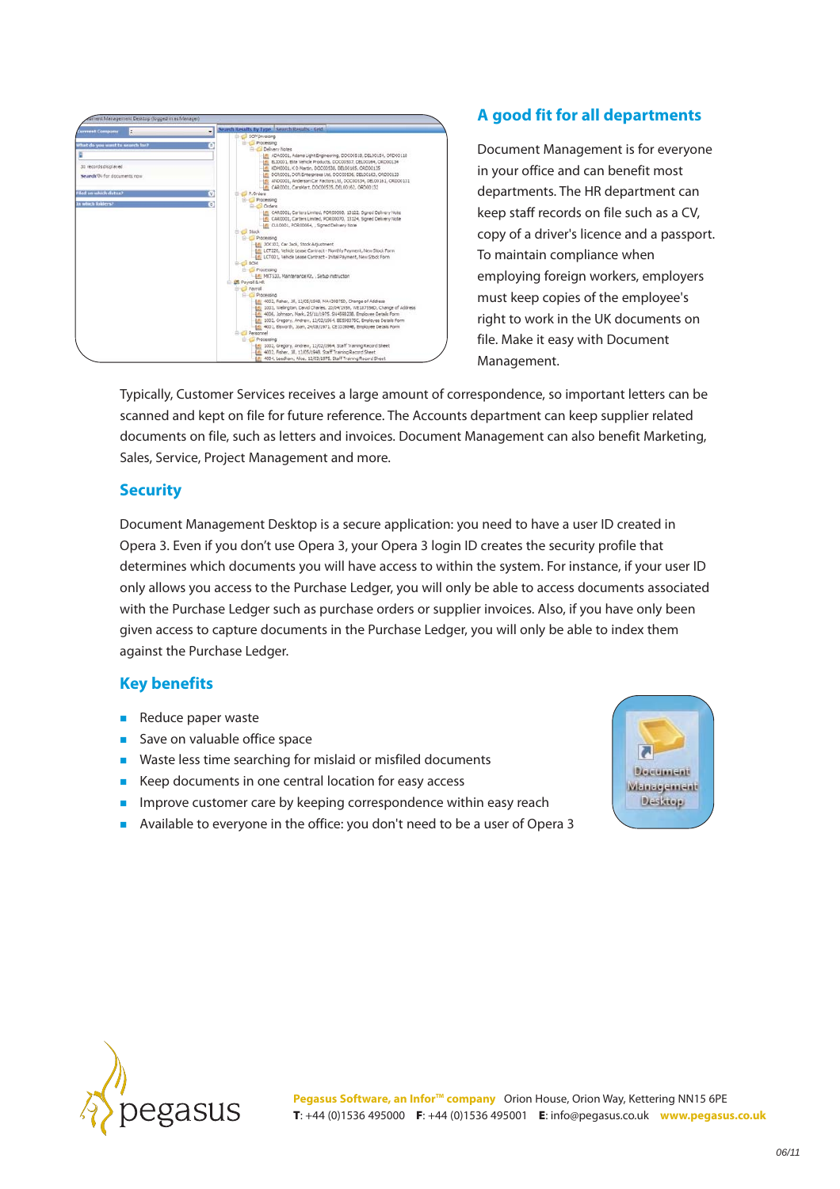## A good fit for all departments

Document Management is for everyone in your office and can benefit most departments. The HR department can keep staff records on file such as a CV, copy of a driver's licence and a passport. To maintain compliance when employing foreign workers, employers must keep copies of the employee's right to work in the UK documents on file. Make it easy with Document Management.

Typically, Customer Services receives a large amount of correspondence, so important letters can be scanned and kept on file for future reference. The Accounts department can keep supplier related documents on file, such as letters and invoices. Document Management can also benefit Marketing, Sales, Service, Project Management and more.

## Security

Document Management Desktop is a secure application: you need to have a user ID created in Opera 3. Even if you don't use Opera 3, your Opera 3 login ID creates the security profile that determines which documents you will have access to within the system. For instance, if your user ID only allows you access to the Purchase Ledger, you will only be able to access documents associated with the Purchase Ledger such as purchase orders or supplier invoices. Also, if you have only been given access to capture documents in the Purchase Ledger, you will only be able to index them against the Purchase Ledger.

## Key benefits

- Reduce paper waste
- Save on valuable office space
- Waste less time searching for mislaid or misfiled documents
- Keep documents in one central location for easy access
- Improve customer care by keeping correspondence within easy reach
- Available to everyone in the office: you don't need to be a user of Opera 3

**Pegasus Software, an Infor™ company** Orion House, Orion Way, Kettering NN15 6PE
**T**: +44 (0)1536 495000 **F**: +44 (0)1536 495001 **E**: info@pegasus.co.uk **www.pegasus.co.uk**

06/11